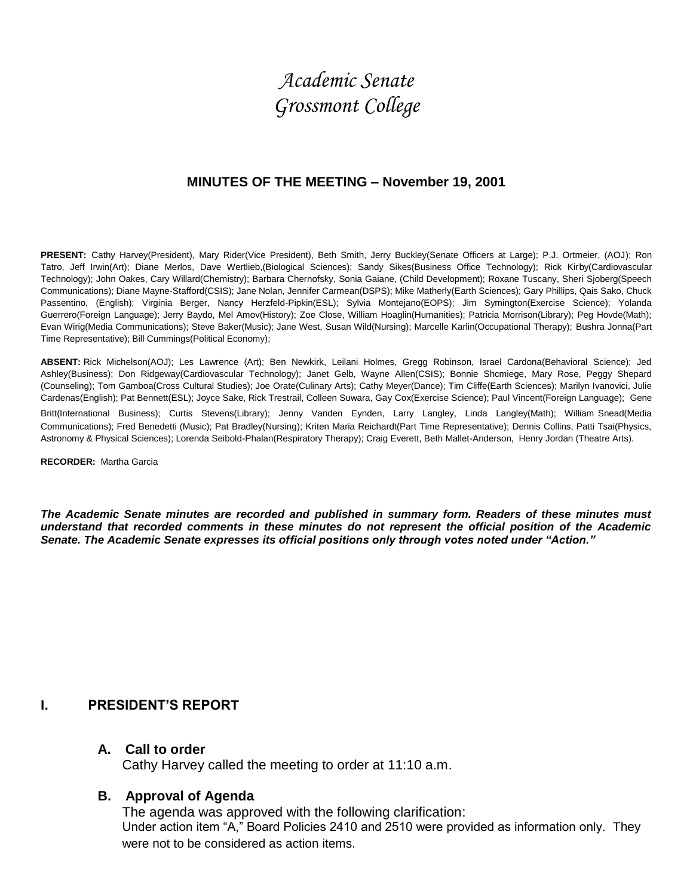# *Academic Senate*
# *Grossmont College*

### MINUTES OF THE MEETING – November 19, 2001

**PRESENT:** Cathy Harvey(President), Mary Rider(Vice President), Beth Smith, Jerry Buckley(Senate Officers at Large); P.J. Ortmeier, (AOJ); Ron Tatro, Jeff Irwin(Art); Diane Merlos, Dave Wertlieb,(Biological Sciences); Sandy Sikes(Business Office Technology); Rick Kirby(Cardiovascular Technology); John Oakes, Cary Willard(Chemistry); Barbara Chernofsky, Sonia Gaiane, (Child Development); Roxane Tuscany, Sheri Sjoberg(Speech Communications); Diane Mayne-Stafford(CSIS); Jane Nolan, Jennifer Carmean(DSPS); Mike Matherly(Earth Sciences); Gary Phillips, Qais Sako, Chuck Passentino, (English); Virginia Berger, Nancy Herzfeld-Pipkin(ESL); Sylvia Montejano(EOPS); Jim Symington(Exercise Science); Yolanda Guerrero(Foreign Language); Jerry Baydo, Mel Amov(History); Zoe Close, William Hoaglin(Humanities); Patricia Morrison(Library); Peg Hovde(Math); Evan Wirig(Media Communications); Steve Baker(Music); Jane West, Susan Wild(Nursing); Marcelle Karlin(Occupational Therapy); Bushra Jonna(Part Time Representative); Bill Cummings(Political Economy);

**ABSENT:** Rick Michelson(AOJ); Les Lawrence (Art); Ben Newkirk, Leilani Holmes, Gregg Robinson, Israel Cardona(Behavioral Science); Jed Ashley(Business); Don Ridgeway(Cardiovascular Technology); Janet Gelb, Wayne Allen(CSIS); Bonnie Shcmiege, Mary Rose, Peggy Shepard (Counseling); Tom Gamboa(Cross Cultural Studies); Joe Orate(Culinary Arts); Cathy Meyer(Dance); Tim Cliffe(Earth Sciences); Marilyn Ivanovici, Julie Cardenas(English); Pat Bennett(ESL); Joyce Sake, Rick Trestrail, Colleen Suwara, Gay Cox(Exercise Science); Paul Vincent(Foreign Language); Gene Britt(International Business); Curtis Stevens(Library); Jenny Vanden Eynden, Larry Langley, Linda Langley(Math); William Snead(Media Communications); Fred Benedetti (Music); Pat Bradley(Nursing); Kriten Maria Reichardt(Part Time Representative); Dennis Collins, Patti Tsai(Physics, Astronomy & Physical Sciences); Lorenda Seibold-Phalan(Respiratory Therapy); Craig Everett, Beth Mallet-Anderson, Henry Jordan (Theatre Arts).

**RECORDER:** Martha Garcia

***The Academic Senate minutes are recorded and published in summary form. Readers of these minutes must understand that recorded comments in these minutes do not represent the official position of the Academic Senate. The Academic Senate expresses its official positions only through votes noted under "Action."***

## I. PRESIDENT'S REPORT

### A. Call to order

Cathy Harvey called the meeting to order at 11:10 a.m.

### B. Approval of Agenda

The agenda was approved with the following clarification:
Under action item "A," Board Policies 2410 and 2510 were provided as information only. They were not to be considered as action items.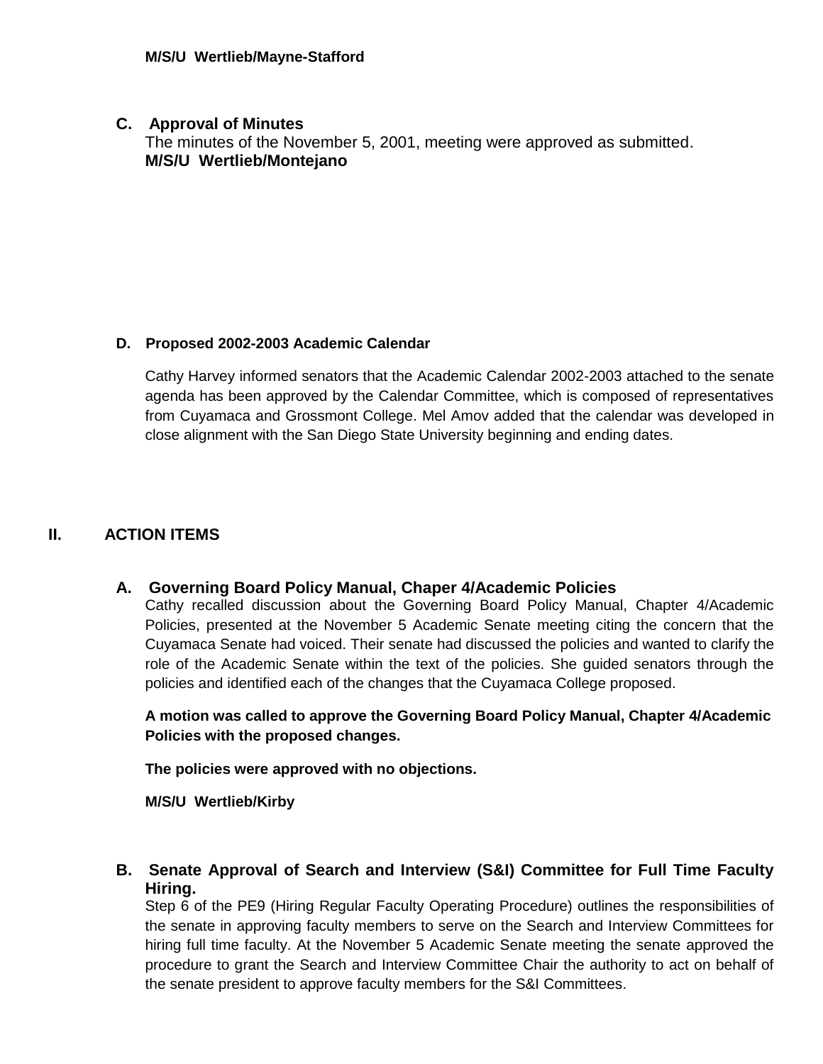**M/S/U Wertlieb/Mayne-Stafford**

### C. Approval of Minutes

The minutes of the November 5, 2001, meeting were approved as submitted.
**M/S/U Wertlieb/Montejano**

### D. Proposed 2002-2003 Academic Calendar

Cathy Harvey informed senators that the Academic Calendar 2002-2003 attached to the senate agenda has been approved by the Calendar Committee, which is composed of representatives from Cuyamaca and Grossmont College. Mel Amov added that the calendar was developed in close alignment with the San Diego State University beginning and ending dates.

## II. ACTION ITEMS

### A. Governing Board Policy Manual, Chaper 4/Academic Policies

Cathy recalled discussion about the Governing Board Policy Manual, Chapter 4/Academic Policies, presented at the November 5 Academic Senate meeting citing the concern that the Cuyamaca Senate had voiced. Their senate had discussed the policies and wanted to clarify the role of the Academic Senate within the text of the policies. She guided senators through the policies and identified each of the changes that the Cuyamaca College proposed.

**A motion was called to approve the Governing Board Policy Manual, Chapter 4/Academic Policies with the proposed changes.**

**The policies were approved with no objections.**

**M/S/U Wertlieb/Kirby**

### B. Senate Approval of Search and Interview (S&I) Committee for Full Time Faculty Hiring.

Step 6 of the PE9 (Hiring Regular Faculty Operating Procedure) outlines the responsibilities of the senate in approving faculty members to serve on the Search and Interview Committees for hiring full time faculty. At the November 5 Academic Senate meeting the senate approved the procedure to grant the Search and Interview Committee Chair the authority to act on behalf of the senate president to approve faculty members for the S&I Committees.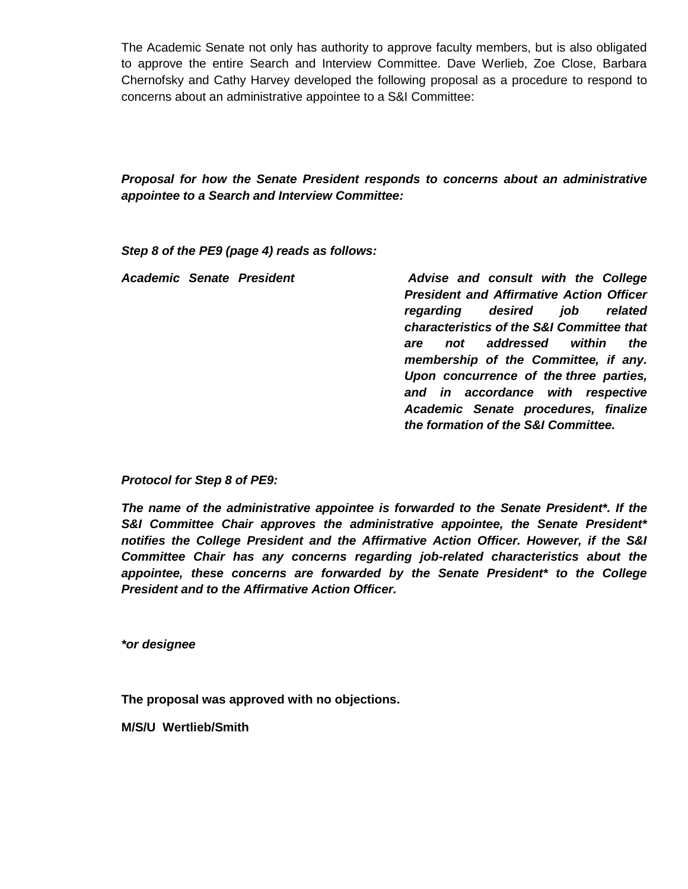The Academic Senate not only has authority to approve faculty members, but is also obligated to approve the entire Search and Interview Committee. Dave Werlieb, Zoe Close, Barbara Chernofsky and Cathy Harvey developed the following proposal as a procedure to respond to concerns about an administrative appointee to a S&I Committee:

***Proposal for how the Senate President responds to concerns about an administrative appointee to a Search and Interview Committee:***

***Step 8 of the PE9 (page 4) reads as follows:***

| | |
|---|---|
| ***Academic Senate President*** | ***Advise and consult with the College President and Affirmative Action Officer regarding desired job related characteristics of the S&I Committee that are not addressed within the membership of the Committee, if any. Upon concurrence of the three parties, and in accordance with respective Academic Senate procedures, finalize the formation of the S&I Committee.*** |

***Protocol for Step 8 of PE9:***

***The name of the administrative appointee is forwarded to the Senate President*. If the S&I Committee Chair approves the administrative appointee, the Senate President* notifies the College President and the Affirmative Action Officer. However, if the S&I Committee Chair has any concerns regarding job-related characteristics about the appointee, these concerns are forwarded by the Senate President* to the College President and to the Affirmative Action Officer.***

****or designee***

**The proposal was approved with no objections.**

**M/S/U Wertlieb/Smith**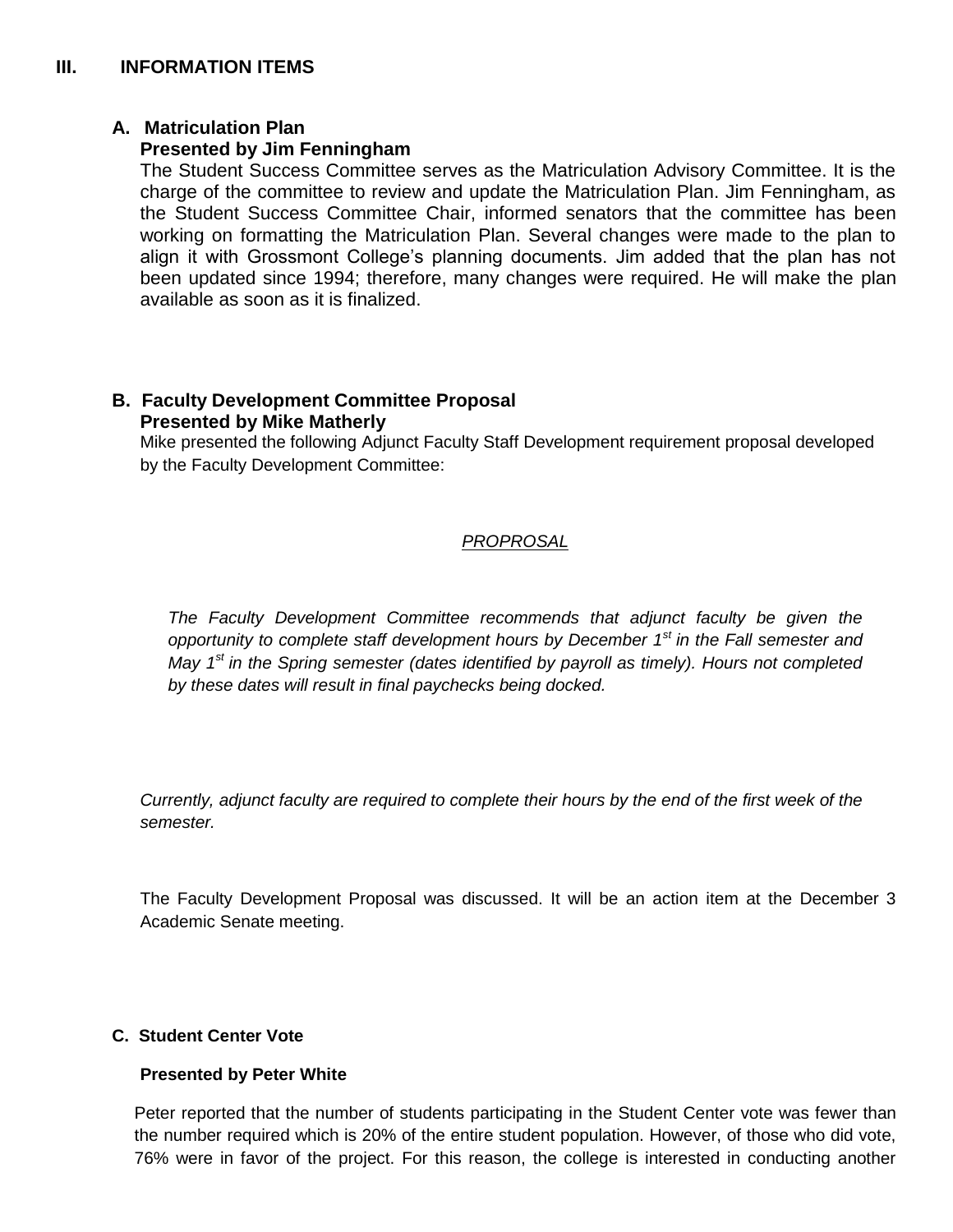## III. INFORMATION ITEMS

### A. Matriculation Plan

**Presented by Jim Fenningham**

The Student Success Committee serves as the Matriculation Advisory Committee. It is the charge of the committee to review and update the Matriculation Plan. Jim Fenningham, as the Student Success Committee Chair, informed senators that the committee has been working on formatting the Matriculation Plan. Several changes were made to the plan to align it with Grossmont College's planning documents. Jim added that the plan has not been updated since 1994; therefore, many changes were required. He will make the plan available as soon as it is finalized.

### B. Faculty Development Committee Proposal

**Presented by Mike Matherly**

Mike presented the following Adjunct Faculty Staff Development requirement proposal developed by the Faculty Development Committee:

*PROPROSAL*

*The Faculty Development Committee recommends that adjunct faculty be given the opportunity to complete staff development hours by December 1st in the Fall semester and May 1st in the Spring semester (dates identified by payroll as timely). Hours not completed by these dates will result in final paychecks being docked.*

*Currently, adjunct faculty are required to complete their hours by the end of the first week of the semester.*

The Faculty Development Proposal was discussed. It will be an action item at the December 3 Academic Senate meeting.

### C. Student Center Vote

**Presented by Peter White**

Peter reported that the number of students participating in the Student Center vote was fewer than the number required which is 20% of the entire student population. However, of those who did vote, 76% were in favor of the project. For this reason, the college is interested in conducting another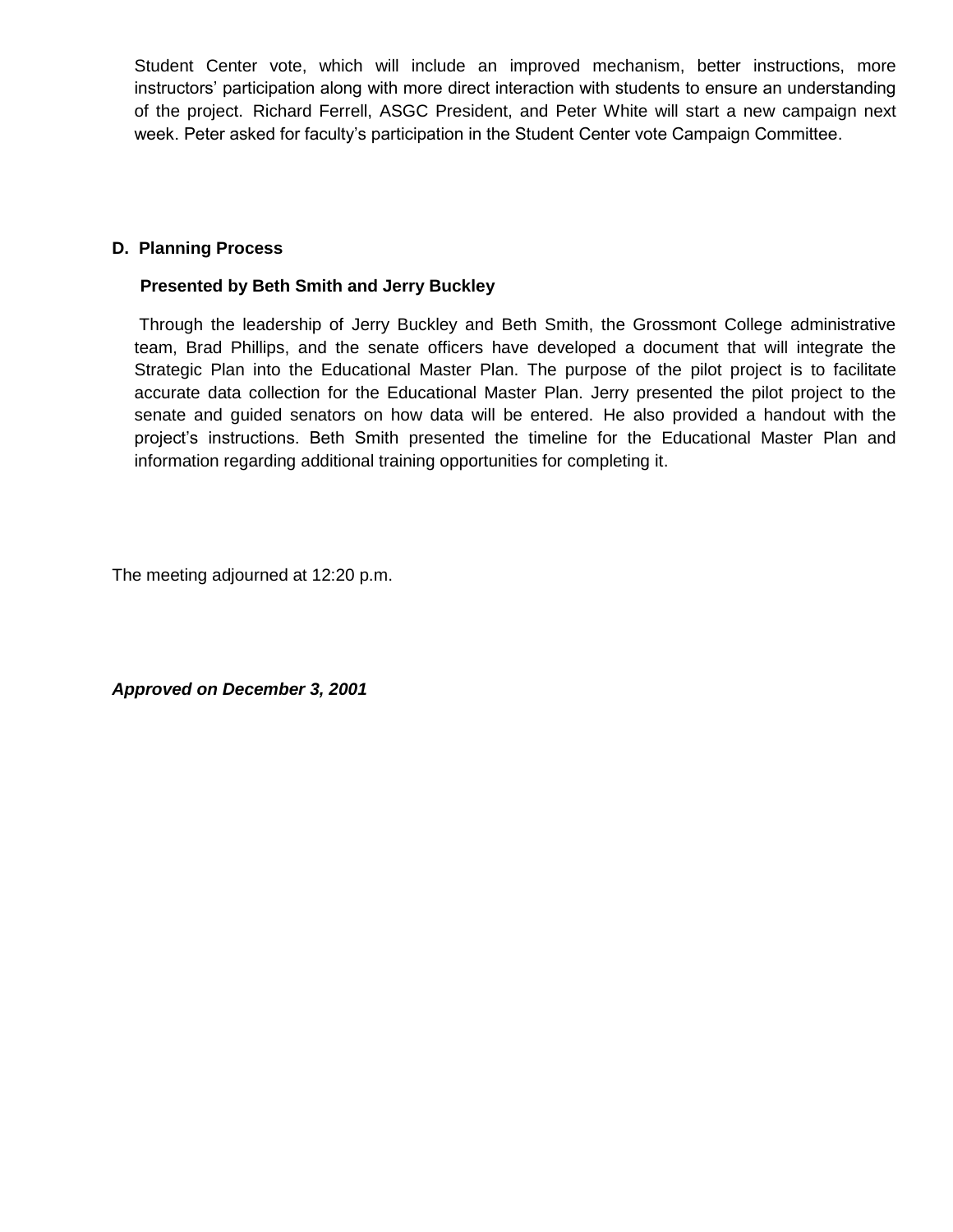Student Center vote, which will include an improved mechanism, better instructions, more instructors' participation along with more direct interaction with students to ensure an understanding of the project. Richard Ferrell, ASGC President, and Peter White will start a new campaign next week. Peter asked for faculty's participation in the Student Center vote Campaign Committee.

**D. Planning Process**

**Presented by Beth Smith and Jerry Buckley**

Through the leadership of Jerry Buckley and Beth Smith, the Grossmont College administrative team, Brad Phillips, and the senate officers have developed a document that will integrate the Strategic Plan into the Educational Master Plan. The purpose of the pilot project is to facilitate accurate data collection for the Educational Master Plan. Jerry presented the pilot project to the senate and guided senators on how data will be entered. He also provided a handout with the project's instructions. Beth Smith presented the timeline for the Educational Master Plan and information regarding additional training opportunities for completing it.

The meeting adjourned at 12:20 p.m.

***Approved on December 3, 2001***